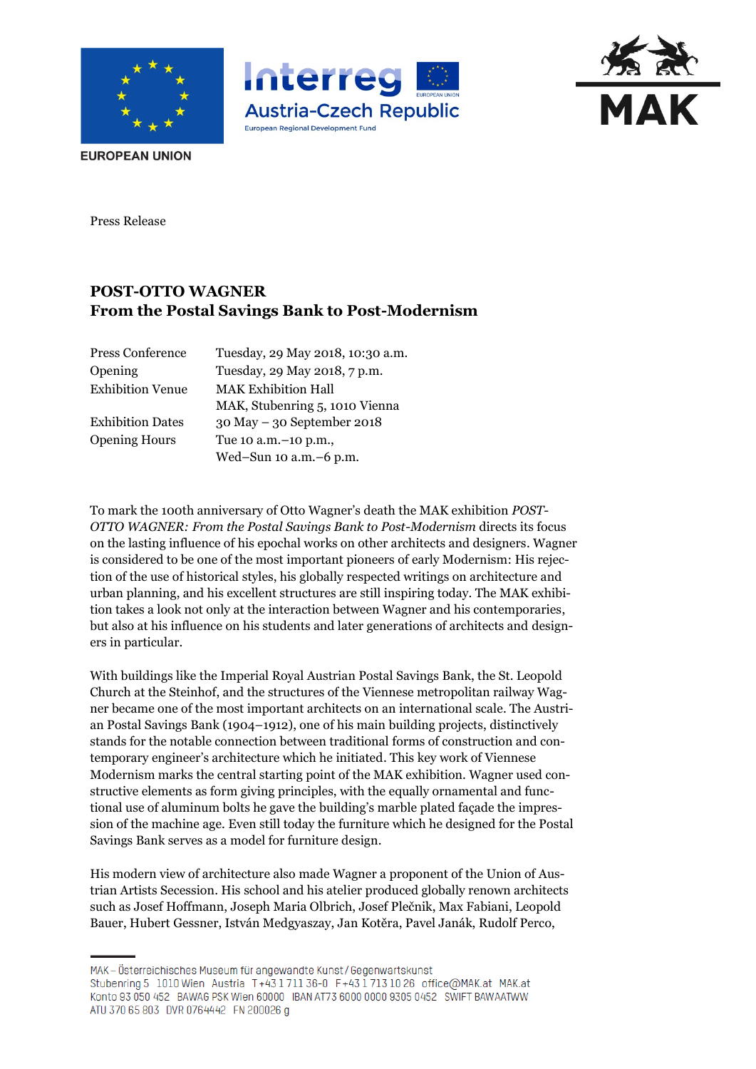EUROPEAN UNION

Interreg Austria-Czech Republic
European Regional Development Fund

MAK

Press Release

# POST-OTTO WAGNER
## From the Postal Savings Bank to Post-Modernism

| | |
|---|---|
| Press Conference | Tuesday, 29 May 2018, 10:30 a.m. |
| Opening | Tuesday, 29 May 2018, 7 p.m. |
| Exhibition Venue | MAK Exhibition Hall<br>MAK, Stubenring 5, 1010 Vienna |
| Exhibition Dates | 30 May – 30 September 2018 |
| Opening Hours | Tue 10 a.m.–10 p.m.,<br>Wed–Sun 10 a.m.–6 p.m. |

To mark the 100th anniversary of Otto Wagner's death the MAK exhibition *POST-OTTO WAGNER: From the Postal Savings Bank to Post-Modernism* directs its focus on the lasting influence of his epochal works on other architects and designers. Wagner is considered to be one of the most important pioneers of early Modernism: His rejection of the use of historical styles, his globally respected writings on architecture and urban planning, and his excellent structures are still inspiring today. The MAK exhibition takes a look not only at the interaction between Wagner and his contemporaries, but also at his influence on his students and later generations of architects and designers in particular.

With buildings like the Imperial Royal Austrian Postal Savings Bank, the St. Leopold Church at the Steinhof, and the structures of the Viennese metropolitan railway Wagner became one of the most important architects on an international scale. The Austrian Postal Savings Bank (1904–1912), one of his main building projects, distinctively stands for the notable connection between traditional forms of construction and contemporary engineer's architecture which he initiated. This key work of Viennese Modernism marks the central starting point of the MAK exhibition. Wagner used constructive elements as form giving principles, with the equally ornamental and functional use of aluminum bolts he gave the building's marble plated façade the impression of the machine age. Even still today the furniture which he designed for the Postal Savings Bank serves as a model for furniture design.

His modern view of architecture also made Wagner a proponent of the Union of Austrian Artists Secession. His school and his atelier produced globally renown architects such as Josef Hoffmann, Joseph Maria Olbrich, Josef Plečnik, Max Fabiani, Leopold Bauer, Hubert Gessner, István Medgyaszay, Jan Kotěra, Pavel Janák, Rudolf Perco,

MAK – Österreichisches Museum für angewandte Kunst / Gegenwartskunst
Stubenring 5 1010 Wien Austria T +43 1 711 36-0 F +43 1 713 10 26 office@MAK.at MAK.at
Konto 93 050 452 BAWAG PSK Wien 60000 IBAN AT73 6000 0000 9305 0452 SWIFT BAWAATWW
ATU 370 65 803 DVR 0764442 FN 200026 g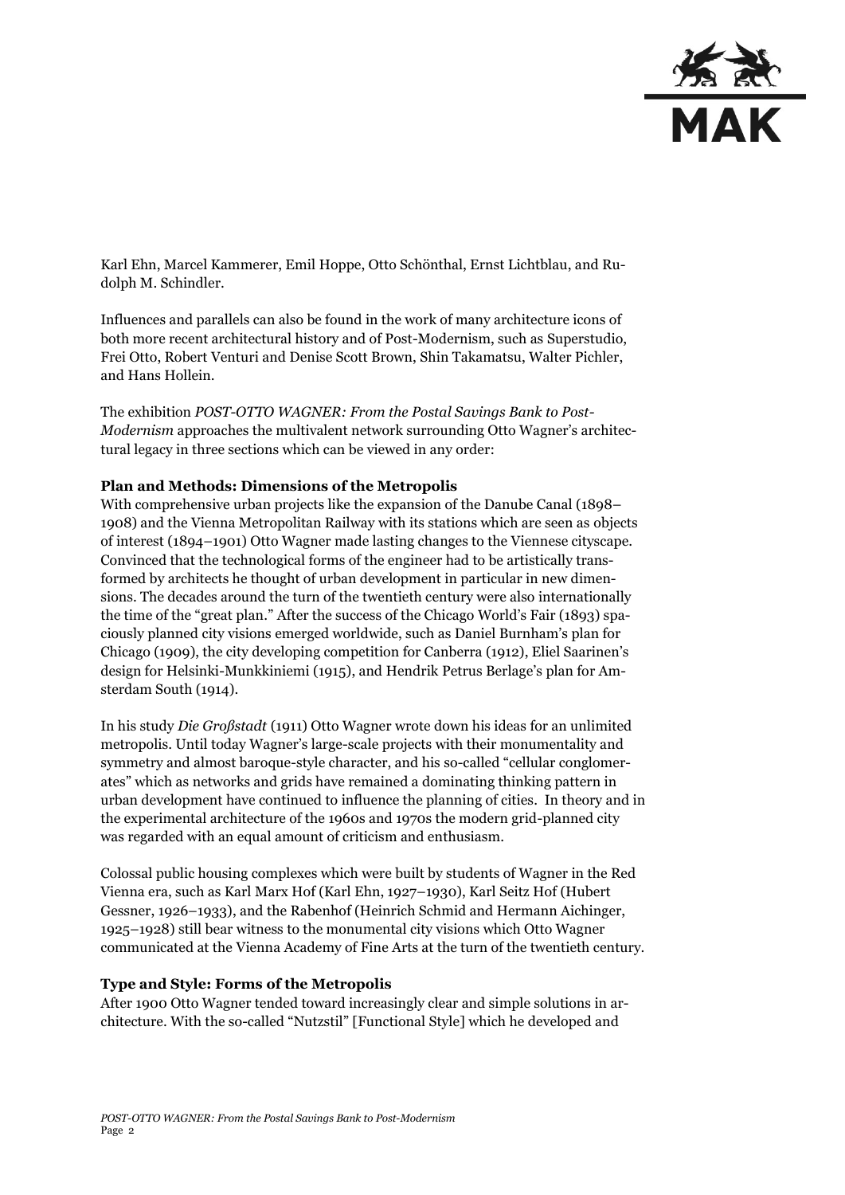Karl Ehn, Marcel Kammerer, Emil Hoppe, Otto Schönthal, Ernst Lichtblau, and Rudolph M. Schindler.

Influences and parallels can also be found in the work of many architecture icons of both more recent architectural history and of Post-Modernism, such as Superstudio, Frei Otto, Robert Venturi and Denise Scott Brown, Shin Takamatsu, Walter Pichler, and Hans Hollein.

The exhibition *POST-OTTO WAGNER: From the Postal Savings Bank to Post-Modernism* approaches the multivalent network surrounding Otto Wagner's architectural legacy in three sections which can be viewed in any order:

**Plan and Methods: Dimensions of the Metropolis**
With comprehensive urban projects like the expansion of the Danube Canal (1898–1908) and the Vienna Metropolitan Railway with its stations which are seen as objects of interest (1894–1901) Otto Wagner made lasting changes to the Viennese cityscape. Convinced that the technological forms of the engineer had to be artistically transformed by architects he thought of urban development in particular in new dimensions. The decades around the turn of the twentieth century were also internationally the time of the "great plan." After the success of the Chicago World's Fair (1893) spaciously planned city visions emerged worldwide, such as Daniel Burnham's plan for Chicago (1909), the city developing competition for Canberra (1912), Eliel Saarinen's design for Helsinki-Munkkiniemi (1915), and Hendrik Petrus Berlage's plan for Amsterdam South (1914).

In his study *Die Großstadt* (1911) Otto Wagner wrote down his ideas for an unlimited metropolis. Until today Wagner's large-scale projects with their monumentality and symmetry and almost baroque-style character, and his so-called "cellular conglomerates" which as networks and grids have remained a dominating thinking pattern in urban development have continued to influence the planning of cities. In theory and in the experimental architecture of the 1960s and 1970s the modern grid-planned city was regarded with an equal amount of criticism and enthusiasm.

Colossal public housing complexes which were built by students of Wagner in the Red Vienna era, such as Karl Marx Hof (Karl Ehn, 1927–1930), Karl Seitz Hof (Hubert Gessner, 1926–1933), and the Rabenhof (Heinrich Schmid and Hermann Aichinger, 1925–1928) still bear witness to the monumental city visions which Otto Wagner communicated at the Vienna Academy of Fine Arts at the turn of the twentieth century.

**Type and Style: Forms of the Metropolis**
After 1900 Otto Wagner tended toward increasingly clear and simple solutions in architecture. With the so-called "Nutzstil" [Functional Style] which he developed and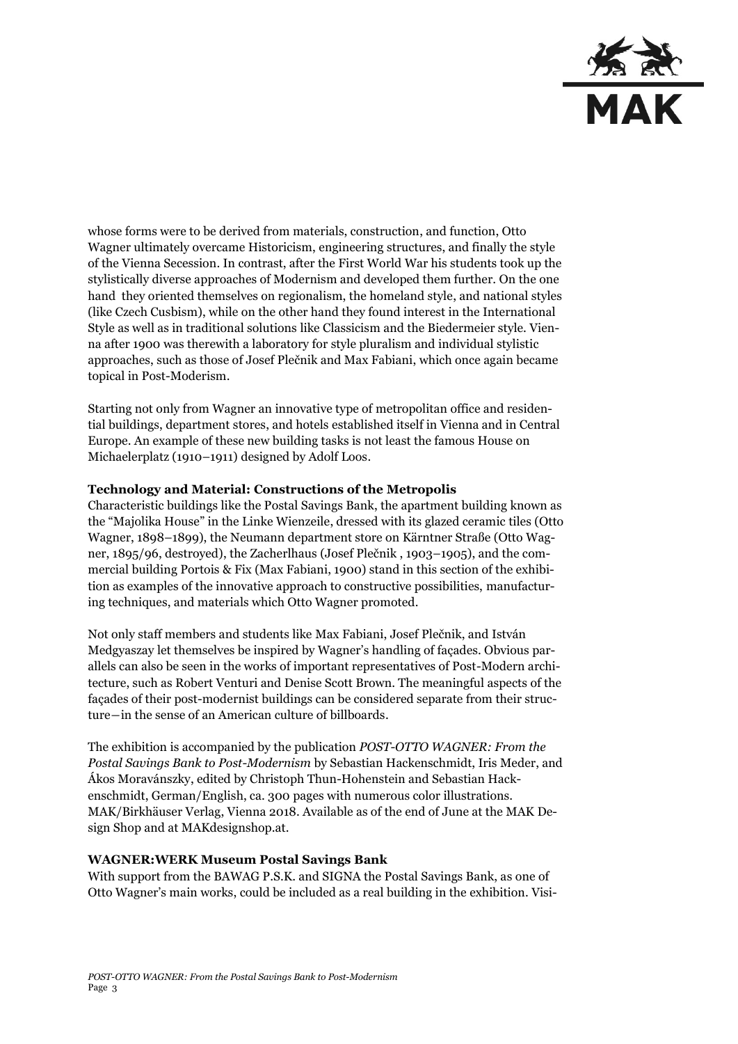whose forms were to be derived from materials, construction, and function, Otto Wagner ultimately overcame Historicism, engineering structures, and finally the style of the Vienna Secession. In contrast, after the First World War his students took up the stylistically diverse approaches of Modernism and developed them further. On the one hand they oriented themselves on regionalism, the homeland style, and national styles (like Czech Cusbism), while on the other hand they found interest in the International Style as well as in traditional solutions like Classicism and the Biedermeier style. Vienna after 1900 was therewith a laboratory for style pluralism and individual stylistic approaches, such as those of Josef Plečnik and Max Fabiani, which once again became topical in Post-Moderism.

Starting not only from Wagner an innovative type of metropolitan office and residential buildings, department stores, and hotels established itself in Vienna and in Central Europe. An example of these new building tasks is not least the famous House on Michaelerplatz (1910–1911) designed by Adolf Loos.

**Technology and Material: Constructions of the Metropolis**
Characteristic buildings like the Postal Savings Bank, the apartment building known as the "Majolika House" in the Linke Wienzeile, dressed with its glazed ceramic tiles (Otto Wagner, 1898–1899), the Neumann department store on Kärntner Straße (Otto Wagner, 1895/96, destroyed), the Zacherlhaus (Josef Plečnik , 1903–1905), and the commercial building Portois & Fix (Max Fabiani, 1900) stand in this section of the exhibition as examples of the innovative approach to constructive possibilities, manufacturing techniques, and materials which Otto Wagner promoted.

Not only staff members and students like Max Fabiani, Josef Plečnik, and István Medgyaszay let themselves be inspired by Wagner's handling of façades. Obvious parallels can also be seen in the works of important representatives of Post-Modern architecture, such as Robert Venturi and Denise Scott Brown. The meaningful aspects of the façades of their post-modernist buildings can be considered separate from their structure—in the sense of an American culture of billboards.

The exhibition is accompanied by the publication *POST-OTTO WAGNER: From the Postal Savings Bank to Post-Modernism* by Sebastian Hackenschmidt, Iris Meder, and Ákos Moravánszky, edited by Christoph Thun-Hohenstein and Sebastian Hackenschmidt, German/English, ca. 300 pages with numerous color illustrations. MAK/Birkhäuser Verlag, Vienna 2018. Available as of the end of June at the MAK Design Shop and at MAKdesignshop.at.

**WAGNER:WERK Museum Postal Savings Bank**
With support from the BAWAG P.S.K. and SIGNA the Postal Savings Bank, as one of Otto Wagner's main works, could be included as a real building in the exhibition. Visi-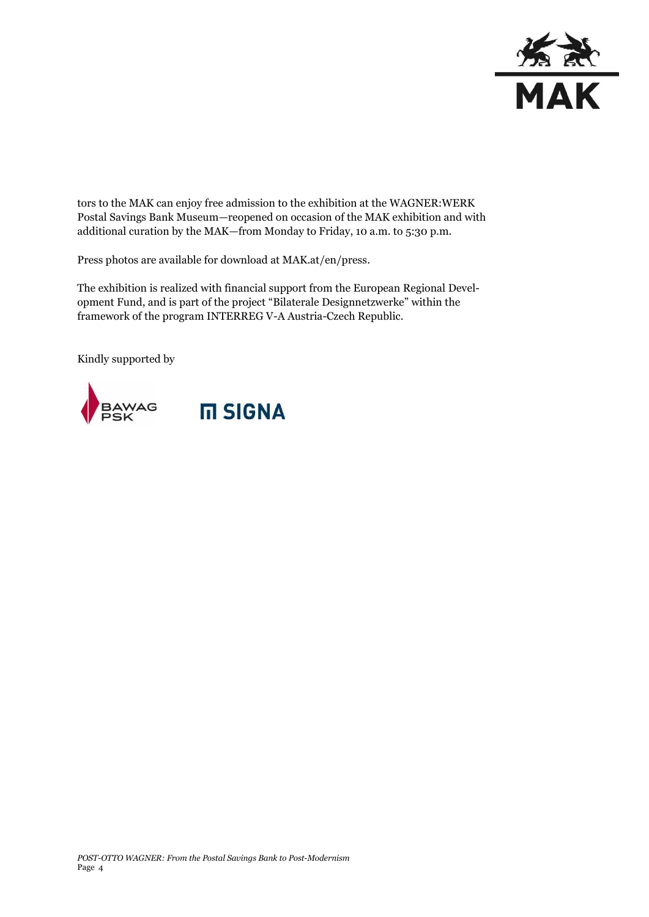tors to the MAK can enjoy free admission to the exhibition at the WAGNER:WERK Postal Savings Bank Museum—reopened on occasion of the MAK exhibition and with additional curation by the MAK—from Monday to Friday, 10 a.m. to 5:30 p.m.

Press photos are available for download at MAK.at/en/press.

The exhibition is realized with financial support from the European Regional Development Fund, and is part of the project “Bilaterale Designnetzwerke” within the framework of the program INTERREG V-A Austria-Czech Republic.

Kindly supported by

BAWAG PSK SIGNA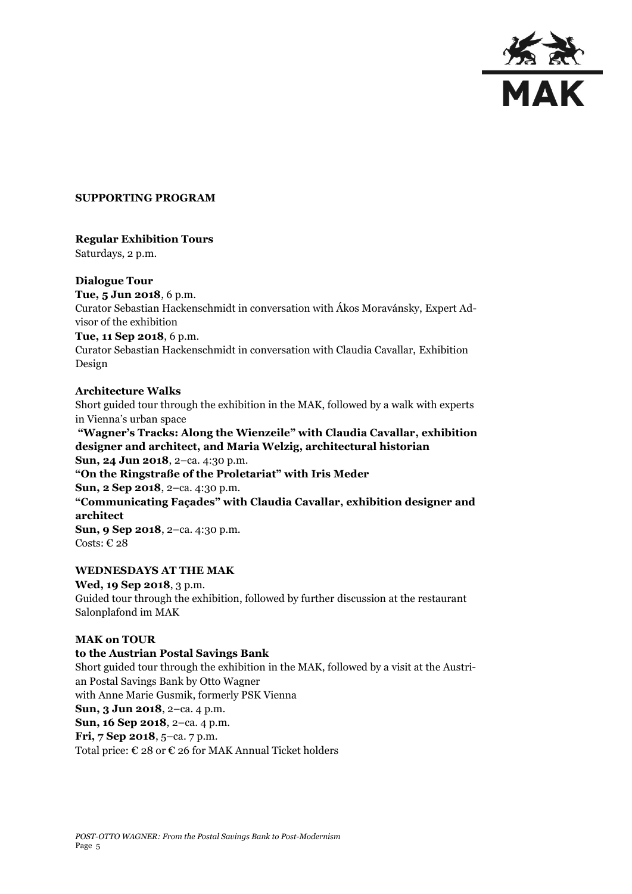**SUPPORTING PROGRAM**

**Regular Exhibition Tours**
Saturdays, 2 p.m.

**Dialogue Tour**
**Tue, 5 Jun 2018**, 6 p.m.
Curator Sebastian Hackenschmidt in conversation with Ákos Moravánsky, Expert Advisor of the exhibition
**Tue, 11 Sep 2018**, 6 p.m.
Curator Sebastian Hackenschmidt in conversation with Claudia Cavallar, Exhibition Design

**Architecture Walks**
Short guided tour through the exhibition in the MAK, followed by a walk with experts in Vienna's urban space
**"Wagner's Tracks: Along the Wienzeile" with Claudia Cavallar, exhibition designer and architect, and Maria Welzig, architectural historian**
**Sun, 24 Jun 2018**, 2–ca. 4:30 p.m.
**"On the Ringstraße of the Proletariat" with Iris Meder**
**Sun, 2 Sep 2018**, 2–ca. 4:30 p.m.
**"Communicating Façades" with Claudia Cavallar, exhibition designer and architect**
**Sun, 9 Sep 2018**, 2–ca. 4:30 p.m.
Costs: € 28

**WEDNESDAYS AT THE MAK**
**Wed, 19 Sep 2018**, 3 p.m.
Guided tour through the exhibition, followed by further discussion at the restaurant Salonplafond im MAK

**MAK on TOUR**
**to the Austrian Postal Savings Bank**
Short guided tour through the exhibition in the MAK, followed by a visit at the Austrian Postal Savings Bank by Otto Wagner
with Anne Marie Gusmik, formerly PSK Vienna
**Sun, 3 Jun 2018**, 2–ca. 4 p.m.
**Sun, 16 Sep 2018**, 2–ca. 4 p.m.
**Fri, 7 Sep 2018**, 5–ca. 7 p.m.
Total price: € 28 or € 26 for MAK Annual Ticket holders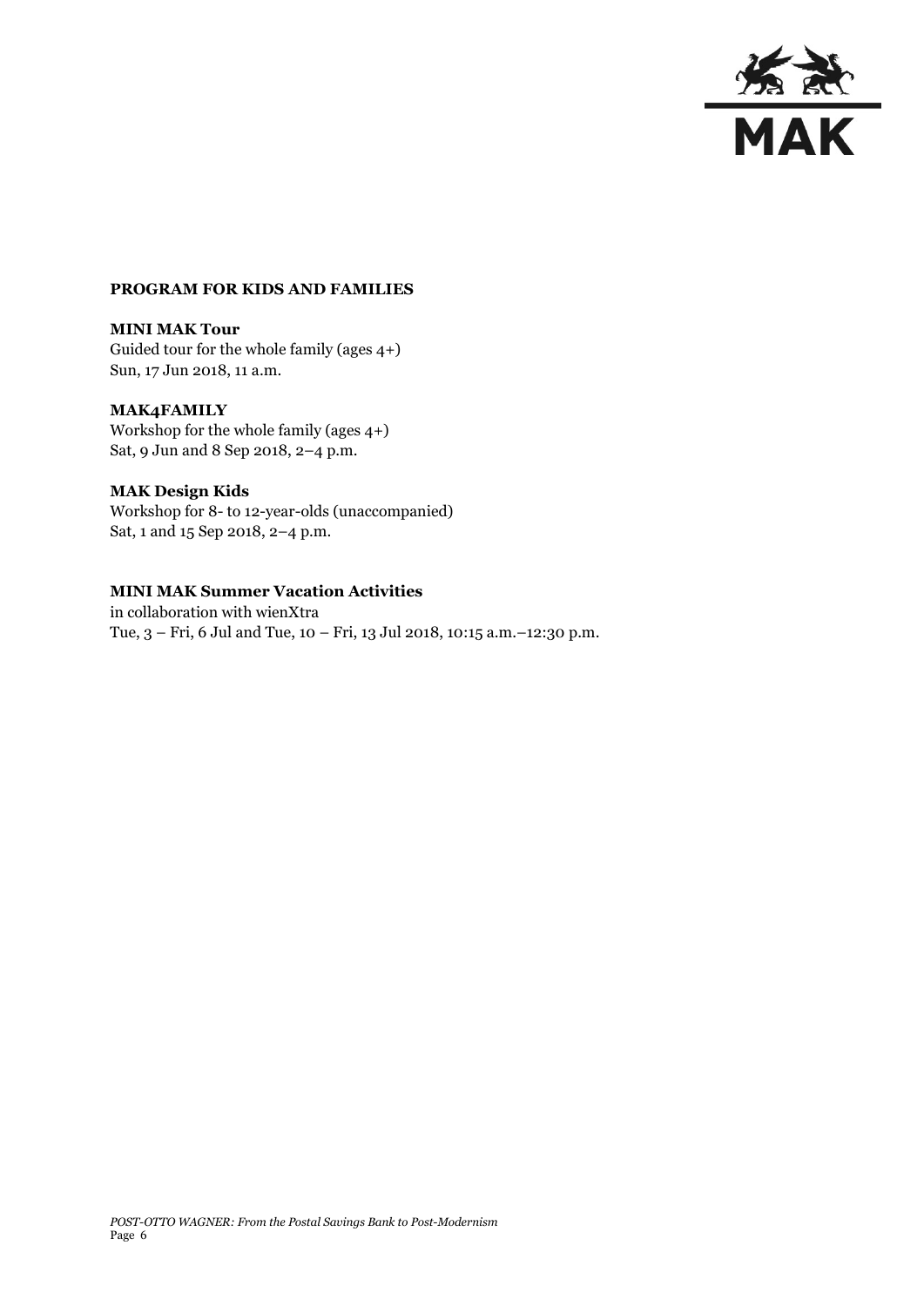**PROGRAM FOR KIDS AND FAMILIES**

**MINI MAK Tour**
Guided tour for the whole family (ages 4+)
Sun, 17 Jun 2018, 11 a.m.

**MAK4FAMILY**
Workshop for the whole family (ages 4+)
Sat, 9 Jun and 8 Sep 2018, 2–4 p.m.

**MAK Design Kids**
Workshop for 8- to 12-year-olds (unaccompanied)
Sat, 1 and 15 Sep 2018, 2–4 p.m.

**MINI MAK Summer Vacation Activities**
in collaboration with wienXtra
Tue, 3 – Fri, 6 Jul and Tue, 10 – Fri, 13 Jul 2018, 10:15 a.m.–12:30 p.m.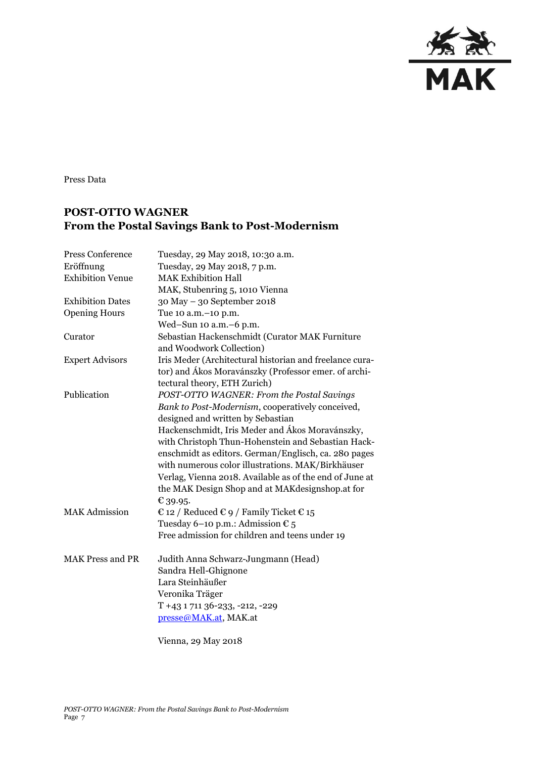Press Data

## POST-OTTO WAGNER
## From the Postal Savings Bank to Post-Modernism

| | |
|---|---|
| Press Conference | Tuesday, 29 May 2018, 10:30 a.m. |
| Eröffnung | Tuesday, 29 May 2018, 7 p.m. |
| Exhibition Venue | MAK Exhibition Hall<br>MAK, Stubenring 5, 1010 Vienna |
| Exhibition Dates | 30 May – 30 September 2018 |
| Opening Hours | Tue 10 a.m.–10 p.m.<br>Wed–Sun 10 a.m.–6 p.m. |
| Curator | Sebastian Hackenschmidt (Curator MAK Furniture and Woodwork Collection) |
| Expert Advisors | Iris Meder (Architectural historian and freelance curator) and Ákos Moravánszky (Professor emer. of architectural theory, ETH Zurich) |
| Publication | *POST-OTTO WAGNER: From the Postal Savings Bank to Post-Modernism*, cooperatively conceived, designed and written by Sebastian Hackenschmidt, Iris Meder and Ákos Moravánszky, with Christoph Thun-Hohenstein and Sebastian Hackenschmidt as editors. German/Englisch, ca. 280 pages with numerous color illustrations. MAK/Birkhäuser Verlag, Vienna 2018. Available as of the end of June at the MAK Design Shop and at MAKdesignshop.at for € 39.95. |
| MAK Admission | € 12 / Reduced € 9 / Family Ticket € 15<br>Tuesday 6–10 p.m.: Admission € 5<br>Free admission for children and teens under 19 |
| MAK Press and PR | Judith Anna Schwarz-Jungmann (Head)<br>Sandra Hell-Ghignone<br>Lara Steinhäußer<br>Veronika Träger<br>T +43 1 711 36-233, -212, -229<br>presse@MAK.at, MAK.at |

Vienna, 29 May 2018